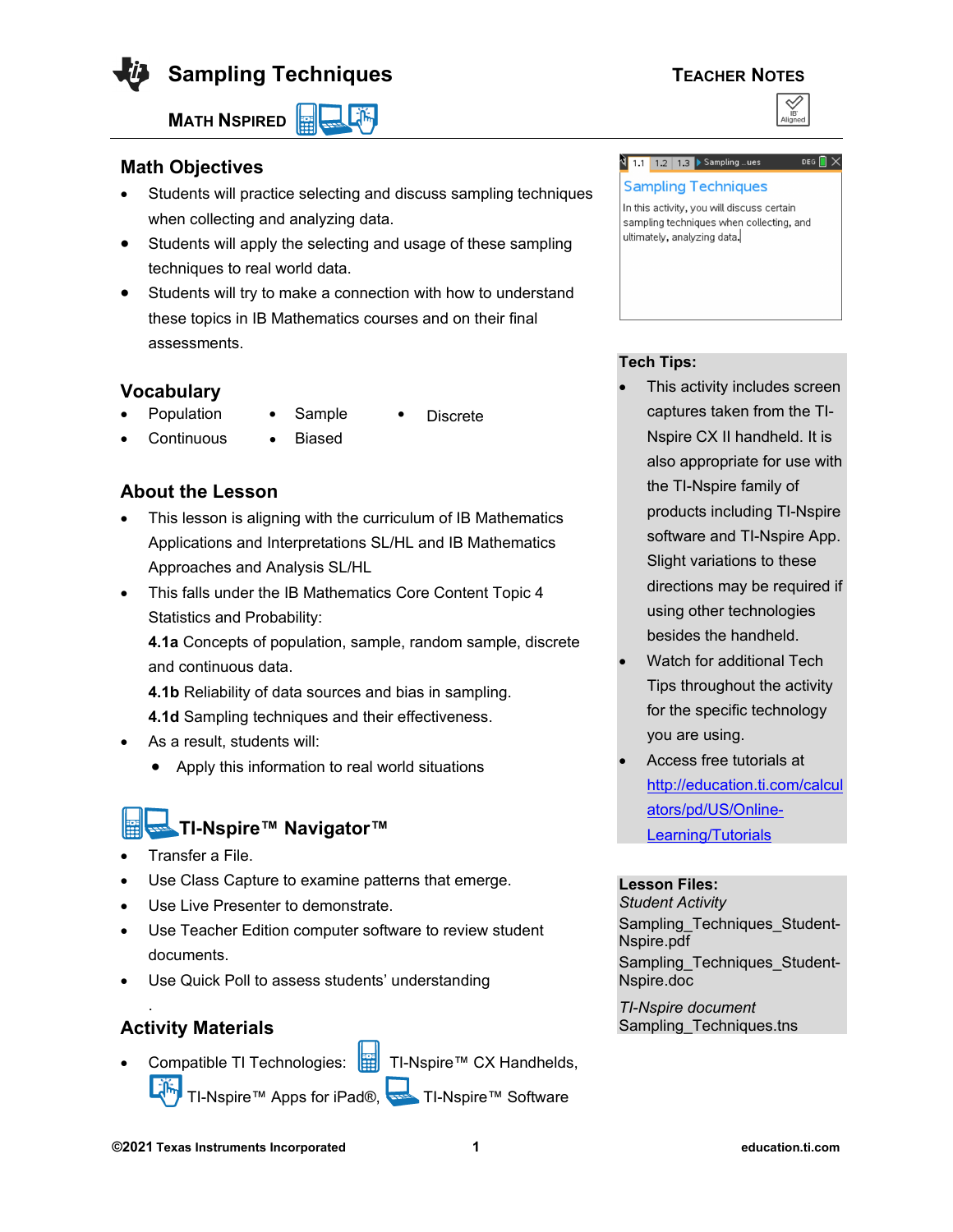# Sampling Techniques

**MATH NSPIRED**

**TEACHER NOTES**

## Math Objectives

- Students will practice selecting and discuss sampling techniques when collecting and analyzing data.
- Students will apply the selecting and usage of these sampling techniques to real world data.
- Students will try to make a connection with how to understand these topics in IB Mathematics courses and on their final assessments.

## Vocabulary

- Population
- Sample
- Discrete
- Continuous
- Biased

## About the Lesson

- This lesson is aligning with the curriculum of IB Mathematics Applications and Interpretations SL/HL and IB Mathematics Approaches and Analysis SL/HL
- This falls under the IB Mathematics Core Content Topic 4 Statistics and Probability:
  **4.1a** Concepts of population, sample, random sample, discrete and continuous data.
  **4.1b** Reliability of data sources and bias in sampling.
  **4.1d** Sampling techniques and their effectiveness.
- As a result, students will:
  - Apply this information to real world situations

## TI-Nspire™ Navigator™

- Transfer a File.
- Use Class Capture to examine patterns that emerge.
- Use Live Presenter to demonstrate.
- Use Teacher Edition computer software to review student documents.
- Use Quick Poll to assess students' understanding

.

## Activity Materials

- Compatible TI Technologies: TI-Nspire™ CX Handhelds, TI-Nspire™ Apps for iPad®, TI-Nspire™ Software

Sampling Techniques

In this activity, you will discuss certain sampling techniques when collecting, and ultimately, analyzing data.

**Tech Tips:**

- This activity includes screen captures taken from the TI-Nspire CX II handheld. It is also appropriate for use with the TI-Nspire family of products including TI-Nspire software and TI-Nspire App. Slight variations to these directions may be required if using other technologies besides the handheld.
- Watch for additional Tech Tips throughout the activity for the specific technology you are using.
- Access free tutorials at http://education.ti.com/calculators/pd/US/Online-Learning/Tutorials

**Lesson Files:**

*Student Activity*
Sampling_Techniques_Student-Nspire.pdf
Sampling_Techniques_Student-Nspire.doc

*TI-Nspire document*
Sampling_Techniques.tns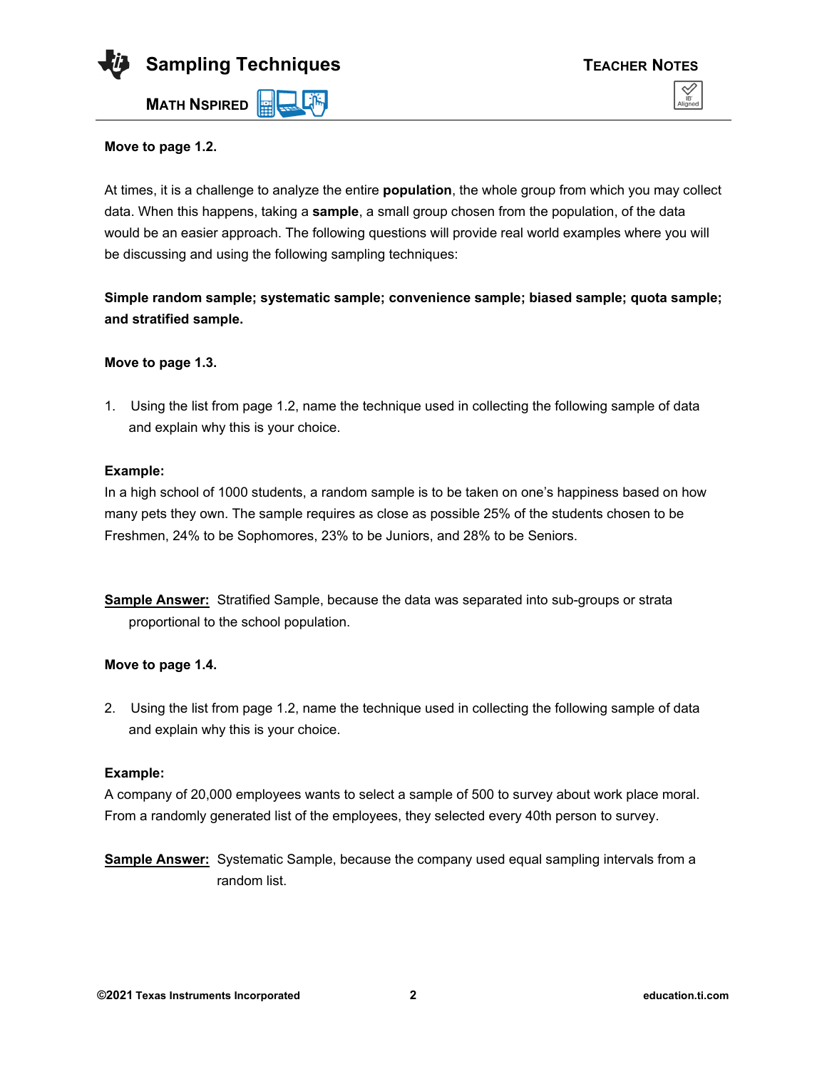**Move to page 1.2.**

At times, it is a challenge to analyze the entire **population**, the whole group from which you may collect data. When this happens, taking a **sample**, a small group chosen from the population, of the data would be an easier approach. The following questions will provide real world examples where you will be discussing and using the following sampling techniques:

**Simple random sample; systematic sample; convenience sample; biased sample; quota sample; and stratified sample.**

**Move to page 1.3.**

1. Using the list from page 1.2, name the technique used in collecting the following sample of data and explain why this is your choice.

**Example:**
In a high school of 1000 students, a random sample is to be taken on one's happiness based on how many pets they own. The sample requires as close as possible 25% of the students chosen to be Freshmen, 24% to be Sophomores, 23% to be Juniors, and 28% to be Seniors.

**Sample Answer:** Stratified Sample, because the data was separated into sub-groups or strata proportional to the school population.

**Move to page 1.4.**

2. Using the list from page 1.2, name the technique used in collecting the following sample of data and explain why this is your choice.

**Example:**
A company of 20,000 employees wants to select a sample of 500 to survey about work place moral. From a randomly generated list of the employees, they selected every 40th person to survey.

**Sample Answer:** Systematic Sample, because the company used equal sampling intervals from a random list.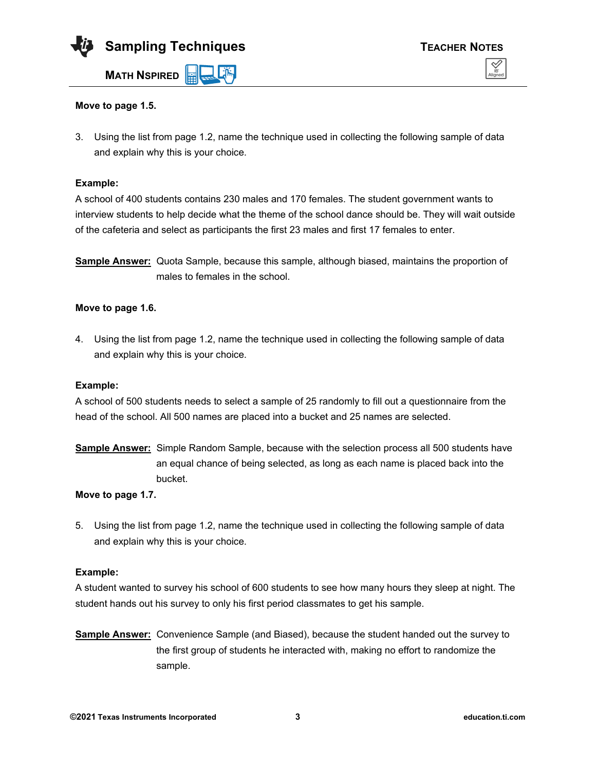**Move to page 1.5.**

3. Using the list from page 1.2, name the technique used in collecting the following sample of data and explain why this is your choice.

**Example:**
A school of 400 students contains 230 males and 170 females. The student government wants to interview students to help decide what the theme of the school dance should be. They will wait outside of the cafeteria and select as participants the first 23 males and first 17 females to enter.

**Sample Answer:** Quota Sample, because this sample, although biased, maintains the proportion of males to females in the school.

**Move to page 1.6.**

4. Using the list from page 1.2, name the technique used in collecting the following sample of data and explain why this is your choice.

**Example:**
A school of 500 students needs to select a sample of 25 randomly to fill out a questionnaire from the head of the school. All 500 names are placed into a bucket and 25 names are selected.

**Sample Answer:** Simple Random Sample, because with the selection process all 500 students have an equal chance of being selected, as long as each name is placed back into the bucket.

**Move to page 1.7.**

5. Using the list from page 1.2, name the technique used in collecting the following sample of data and explain why this is your choice.

**Example:**
A student wanted to survey his school of 600 students to see how many hours they sleep at night. The student hands out his survey to only his first period classmates to get his sample.

**Sample Answer:** Convenience Sample (and Biased), because the student handed out the survey to the first group of students he interacted with, making no effort to randomize the sample.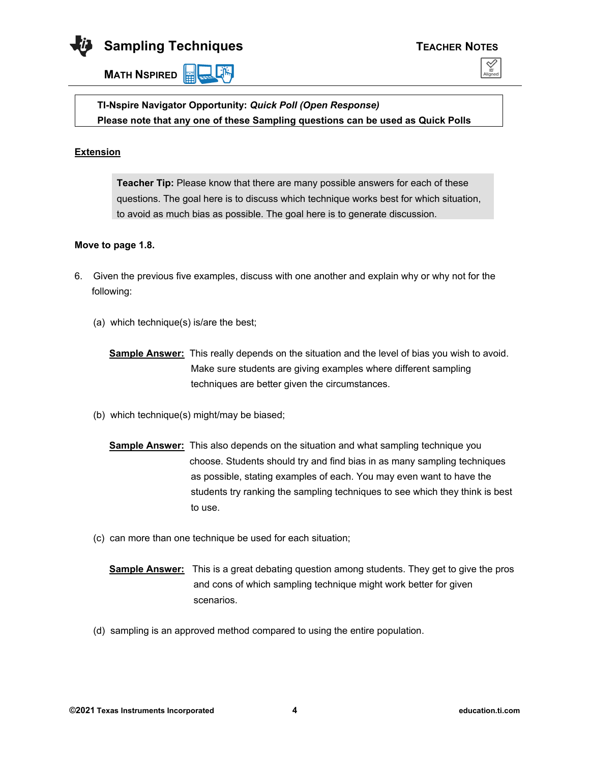**TI-Nspire Navigator Opportunity:** ***Quick Poll (Open Response)***
**Please note that any one of these Sampling questions can be used as Quick Polls**

## Extension

> **Teacher Tip:** Please know that there are many possible answers for each of these questions. The goal here is to discuss which technique works best for which situation, to avoid as much bias as possible. The goal here is to generate discussion.

**Move to page 1.8.**

6. Given the previous five examples, discuss with one another and explain why or why not for the following:

   (a) which technique(s) is/are the best;

   **Sample Answer:** This really depends on the situation and the level of bias you wish to avoid. Make sure students are giving examples where different sampling techniques are better given the circumstances.

   (b) which technique(s) might/may be biased;

   **Sample Answer:** This also depends on the situation and what sampling technique you choose. Students should try and find bias in as many sampling techniques as possible, stating examples of each. You may even want to have the students try ranking the sampling techniques to see which they think is best to use.

   (c) can more than one technique be used for each situation;

   **Sample Answer:** This is a great debating question among students. They get to give the pros and cons of which sampling technique might work better for given scenarios.

   (d) sampling is an approved method compared to using the entire population.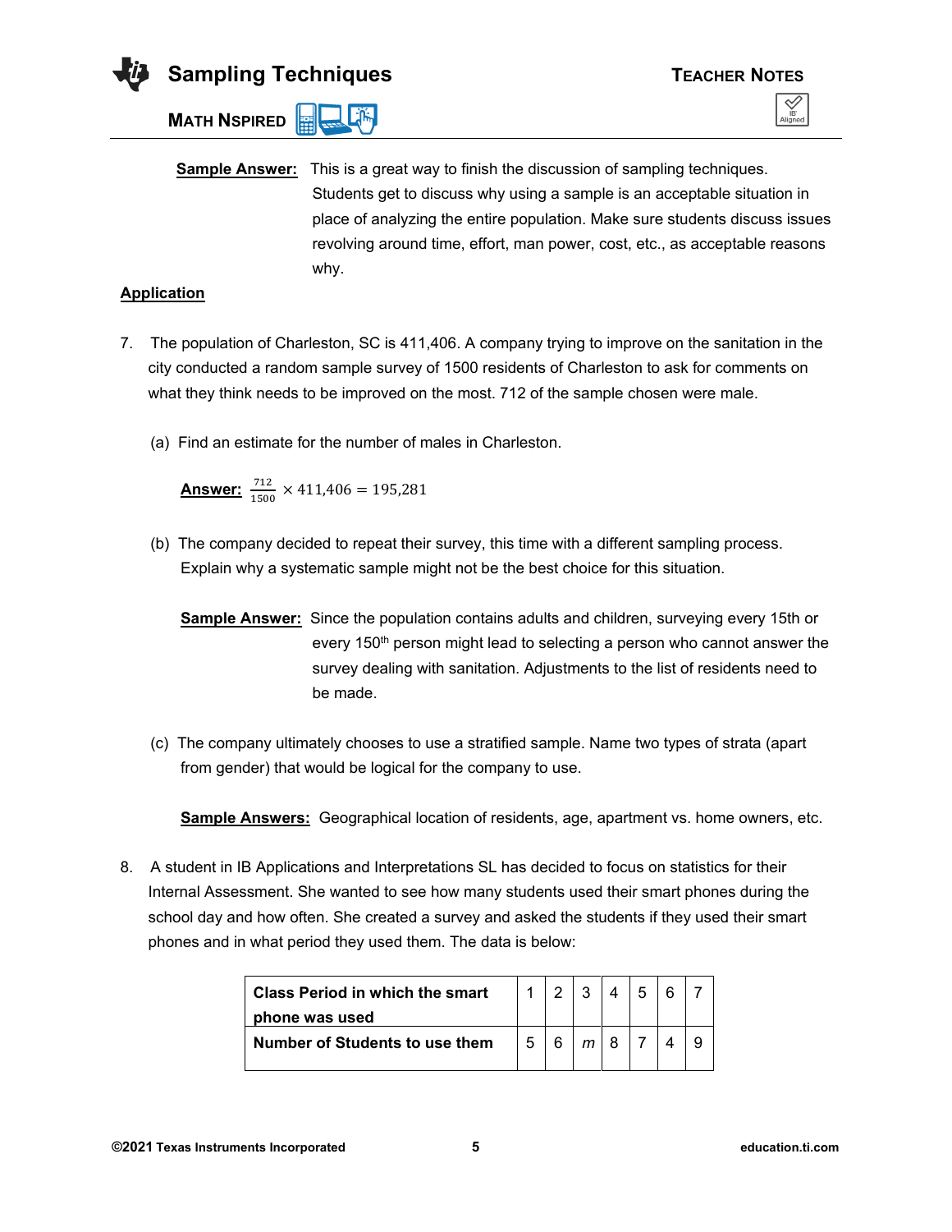**Sample Answer:** This is a great way to finish the discussion of sampling techniques. Students get to discuss why using a sample is an acceptable situation in place of analyzing the entire population. Make sure students discuss issues revolving around time, effort, man power, cost, etc., as acceptable reasons why.

**Application**

7. The population of Charleston, SC is 411,406. A company trying to improve on the sanitation in the city conducted a random sample survey of 1500 residents of Charleston to ask for comments on what they think needs to be improved on the most. 712 of the sample chosen were male.

   (a) Find an estimate for the number of males in Charleston.

   **Answer:** $\frac{712}{1500} \times 411{,}406 = 195{,}281$

   (b) The company decided to repeat their survey, this time with a different sampling process. Explain why a systematic sample might not be the best choice for this situation.

   **Sample Answer:** Since the population contains adults and children, surveying every 15th or every 150th person might lead to selecting a person who cannot answer the survey dealing with sanitation. Adjustments to the list of residents need to be made.

   (c) The company ultimately chooses to use a stratified sample. Name two types of strata (apart from gender) that would be logical for the company to use.

   **Sample Answers:** Geographical location of residents, age, apartment vs. home owners, etc.

8. A student in IB Applications and Interpretations SL has decided to focus on statistics for their Internal Assessment. She wanted to see how many students used their smart phones during the school day and how often. She created a survey and asked the students if they used their smart phones and in what period they used them. The data is below:

| **Class Period in which the smart phone was used** | 1 | 2 | 3 | 4 | 5 | 6 | 7 |
|---|---|---|---|---|---|---|---|
| **Number of Students to use them** | 5 | 6 | $m$ | 8 | 7 | 4 | 9 |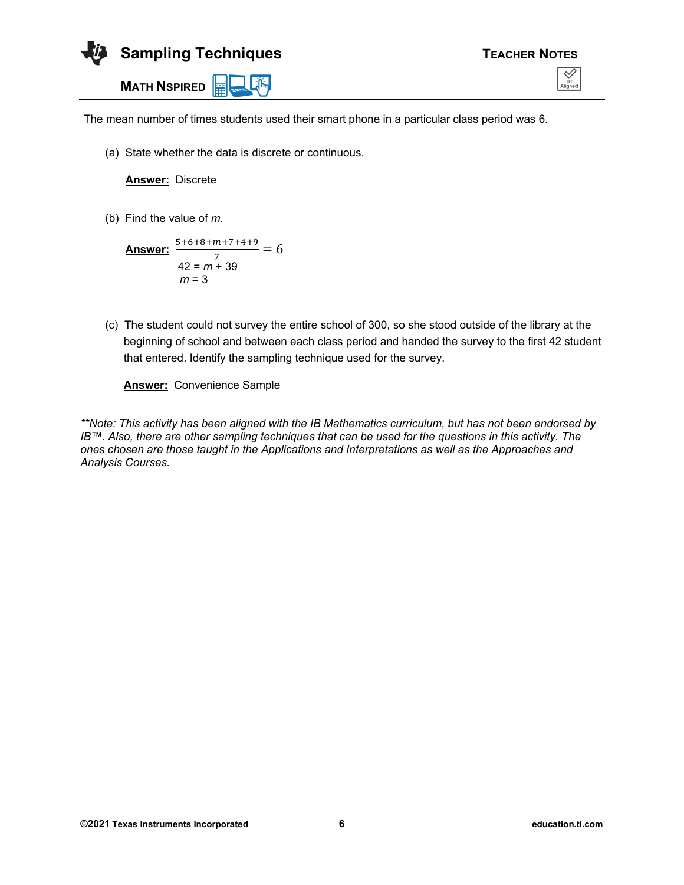The mean number of times students used their smart phone in a particular class period was 6.

(a) State whether the data is discrete or continuous.

**Answer:** Discrete

(b) Find the value of $m$.

**Answer:** $\frac{5+6+8+m+7+4+9}{7} = 6$

$42 = m + 39$

$m = 3$

(c) The student could not survey the entire school of 300, so she stood outside of the library at the beginning of school and between each class period and handed the survey to the first 42 student that entered. Identify the sampling technique used for the survey.

**Answer:** Convenience Sample

*\*\*Note: This activity has been aligned with the IB Mathematics curriculum, but has not been endorsed by IB™. Also, there are other sampling techniques that can be used for the questions in this activity. The ones chosen are those taught in the Applications and Interpretations as well as the Approaches and Analysis Courses.*